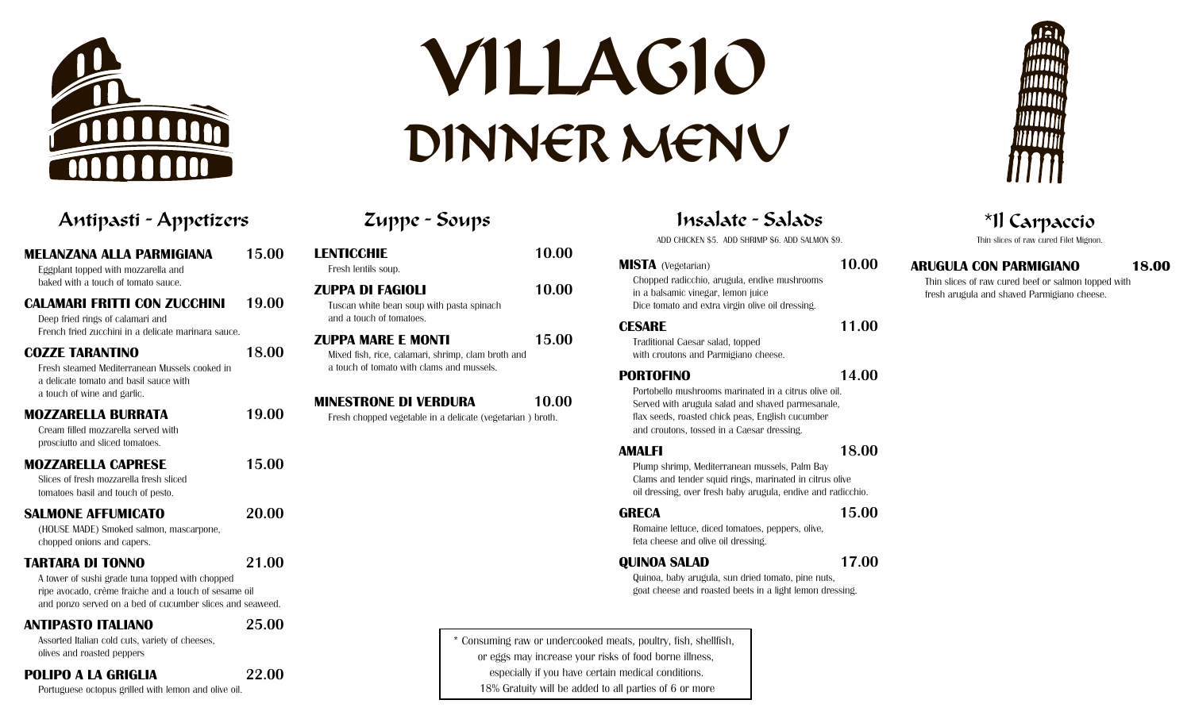# VILLAGIO DINNER MENU

## Antipasti - Appetizers

**MELANZANA ALLA PARMIGIANA** 15.00
Eggplant topped with mozzarella and baked with a touch of tomato sauce.

**CALAMARI FRITTI CON ZUCCHINI** 19.00
Deep fried rings of calamari and French fried zucchini in a delicate marinara sauce.

**COZZE TARANTINO** 18.00
Fresh steamed Mediterranean Mussels cooked in a delicate tomato and basil sauce with a touch of wine and garlic.

**MOZZARELLA BURRATA** 19.00
Cream filled mozzarella served with prosciutto and sliced tomatoes.

**MOZZARELLA CAPRESE** 15.00
Slices of fresh mozzarella fresh sliced tomatoes basil and touch of pesto.

**SALMONE AFFUMICATO** 20.00
(HOUSE MADE) Smoked salmon, mascarpone, chopped onions and capers.

**TARTARA DI TONNO** 21.00
A tower of sushi grade tuna topped with chopped ripe avocado, crème fraîche and a touch of sesame oil and ponzo served on a bed of cucumber slices and seaweed.

**ANTIPASTO ITALIANO** 25.00
Assorted Italian cold cuts, variety of cheeses, olives and roasted peppers

**POLIPO A LA GRIGLIA** 22.00
Portuguese octopus grilled with lemon and olive oil.

## Zuppe - Soups

**LENTICCHIE** 10.00
Fresh lentils soup.

**ZUPPA DI FAGIOLI** 10.00
Tuscan white bean soup with pasta spinach and a touch of tomatoes.

**ZUPPA MARE E MONTI** 15.00
Mixed fish, rice, calamari, shrimp, clam broth and a touch of tomato with clams and mussels.

**MINESTRONE DI VERDURA** 10.00
Fresh chopped vegetable in a delicate (vegetarian ) broth.

## Insalate - Salads

ADD CHICKEN $5. ADD SHRIMP $6. ADD SALMON $9.

**MISTA** (Vegetarian) 10.00
Chopped radicchio, arugula, endive mushrooms in a balsamic vinegar, lemon juice Dice tomato and extra virgin olive oil dressing.

**CESARE** 11.00
Traditional Caesar salad, topped with croutons and Parmigiano cheese.

**PORTOFINO** 14.00
Portobello mushrooms marinated in a citrus olive oil. Served with arugula salad and shaved parmesanale, flax seeds, roasted chick peas, English cucumber and croutons, tossed in a Caesar dressing.

**AMALFI** 18.00
Plump shrimp, Mediterranean mussels, Palm Bay Clams and tender squid rings, marinated in citrus olive oil dressing, over fresh baby arugula, endive and radicchio.

**GRECA** 15.00
Romaine lettuce, diced tomatoes, peppers, olive, feta cheese and olive oil dressing.

**QUINOA SALAD** 17.00
Quinoa, baby arugula, sun dried tomato, pine nuts, goat cheese and roasted beets in a light lemon dressing.

## *Il Carpaccio

Thin slices of raw cured Filet Mignon.

**ARUGULA CON PARMIGIANO** 18.00
Thin slices of raw cured beef or salmon topped with fresh arugula and shaved Parmigiano cheese.

---

\* Consuming raw or undercooked meats, poultry, fish, shellfish, or eggs may increase your risks of food borne illness, especially if you have certain medical conditions.
18% Gratuity will be added to all parties of 6 or more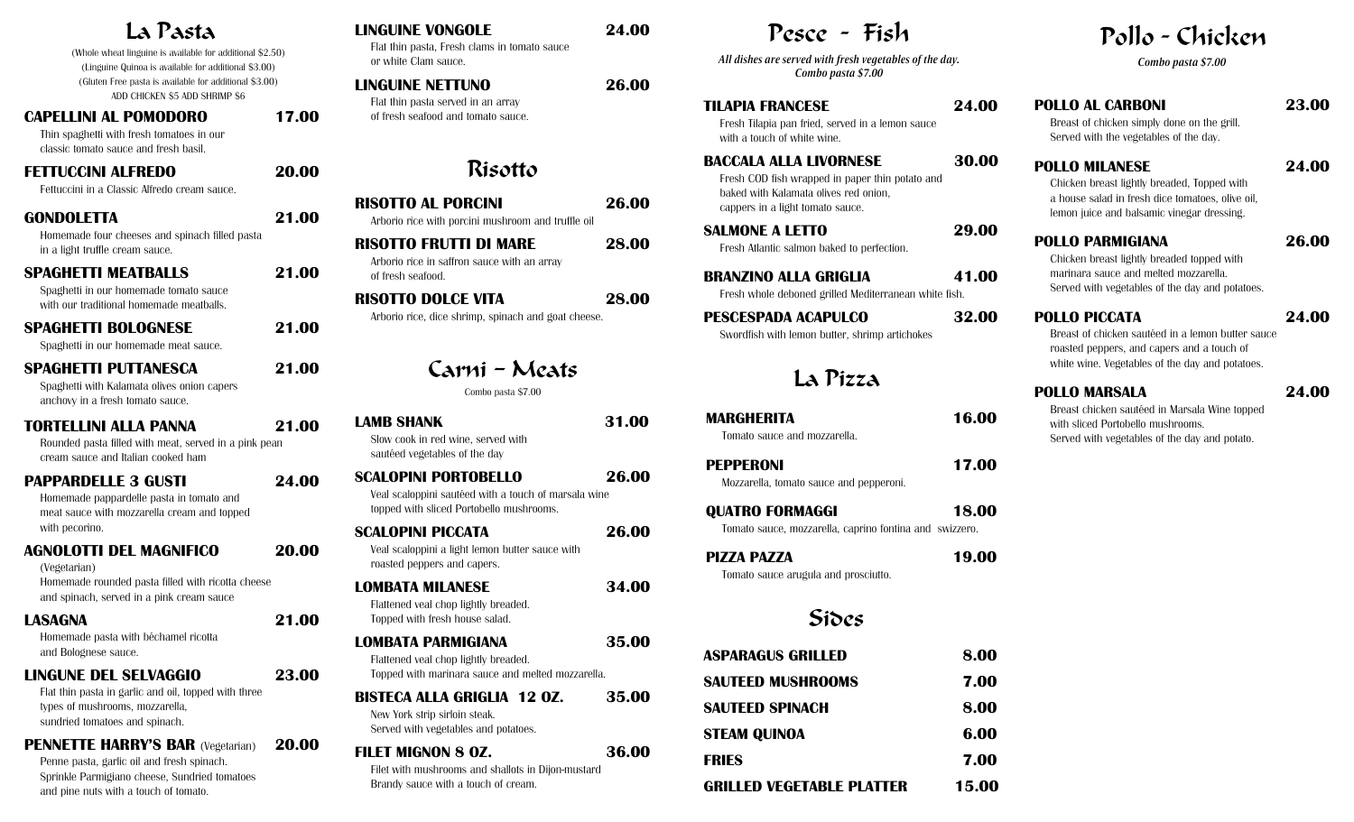# La Pasta

(Whole wheat linguine is available for additional $2.50)
(Linguine Quinoa is available for additional $3.00)
(Gluten Free pasta is available for additional $3.00)
ADD CHICKEN $5 ADD SHRIMP $6

**CAPELLINI AL POMODORO** 17.00
Thin spaghetti with fresh tomatoes in our classic tomato sauce and fresh basil.

**FETTUCCINI ALFREDO** 20.00
Fettuccini in a Classic Alfredo cream sauce.

**GONDOLETTA** 21.00
Homemade four cheeses and spinach filled pasta in a light truffle cream sauce.

**SPAGHETTI MEATBALLS** 21.00
Spaghetti in our homemade tomato sauce with our traditional homemade meatballs.

**SPAGHETTI BOLOGNESE** 21.00
Spaghetti in our homemade meat sauce.

**SPAGHETTI PUTTANESCA** 21.00
Spaghetti with Kalamata olives onion capers anchovy in a fresh tomato sauce.

**TORTELLINI ALLA PANNA** 21.00
Rounded pasta filled with meat, served in a pink pean cream sauce and Italian cooked ham

**PAPPARDELLE 3 GUSTI** 24.00
Homemade pappardelle pasta in tomato and meat sauce with mozzarella cream and topped with pecorino.

**AGNOLOTTI DEL MAGNIFICO** 20.00
(Vegetarian)
Homemade rounded pasta filled with ricotta cheese and spinach, served in a pink cream sauce

**LASAGNA** 21.00
Homemade pasta with béchamel ricotta and Bolognese sauce.

**LINGUNE DEL SELVAGGIO** 23.00
Flat thin pasta in garlic and oil, topped with three types of mushrooms, mozzarella, sundried tomatoes and spinach.

**PENNETTE HARRY'S BAR** (Vegetarian) 20.00
Penne pasta, garlic oil and fresh spinach. Sprinkle Parmigiano cheese, Sundried tomatoes and pine nuts with a touch of tomato.

**LINGUINE VONGOLE** 24.00
Flat thin pasta, Fresh clams in tomato sauce or white Clam sauce.

**LINGUINE NETTUNO** 26.00
Flat thin pasta served in an array of fresh seafood and tomato sauce.

# Risotto

**RISOTTO AL PORCINI** 26.00
Arborio rice with porcini mushroom and truffle oil

**RISOTTO FRUTTI DI MARE** 28.00
Arborio rice in saffron sauce with an array of fresh seafood.

**RISOTTO DOLCE VITA** 28.00
Arborio rice, dice shrimp, spinach and goat cheese.

# Carni – Meats

Combo pasta $7.00

**LAMB SHANK** 31.00
Slow cook in red wine, served with sautéed vegetables of the day

**SCALOPINI PORTOBELLO** 26.00
Veal scaloppini sautéed with a touch of marsala wine topped with sliced Portobello mushrooms.

**SCALOPINI PICCATA** 26.00
Veal scaloppini a light lemon butter sauce with roasted peppers and capers.

**LOMBATA MILANESE** 34.00
Flattened veal chop lightly breaded. Topped with fresh house salad.

**LOMBATA PARMIGIANA** 35.00
Flattened veal chop lightly breaded. Topped with marinara sauce and melted mozzarella.

**BISTECA ALLA GRIGLIA 12 OZ.** 35.00
New York strip sirloin steak. Served with vegetables and potatoes.

**FILET MIGNON 8 OZ.** 36.00
Filet with mushrooms and shallots in Dijon-mustard Brandy sauce with a touch of cream.

# Pesce - Fish

*All dishes are served with fresh vegetables of the day. Combo pasta $7.00*

**TILAPIA FRANCESE** 24.00
Fresh Tilapia pan fried, served in a lemon sauce with a touch of white wine.

**BACCALA ALLA LIVORNESE** 30.00
Fresh COD fish wrapped in paper thin potato and baked with Kalamata olives red onion, cappers in a light tomato sauce.

**SALMONE A LETTO** 29.00
Fresh Atlantic salmon baked to perfection.

**BRANZINO ALLA GRIGLIA** 41.00
Fresh whole deboned grilled Mediterranean white fish.

**PESCESPADA ACAPULCO** 32.00
Swordfish with lemon butter, shrimp artichokes

# La Pizza

**MARGHERITA** 16.00
Tomato sauce and mozzarella.

**PEPPERONI** 17.00
Mozzarella, tomato sauce and pepperoni.

**QUATRO FORMAGGI** 18.00
Tomato sauce, mozzarella, caprino fontina and swizzero.

**PIZZA PAZZA** 19.00
Tomato sauce arugula and prosciutto.

# Sides

| | |
|---|---|
| **ASPARAGUS GRILLED** | 8.00 |
| **SAUTEED MUSHROOMS** | 7.00 |
| **SAUTEED SPINACH** | 8.00 |
| **STEAM QUINOA** | 6.00 |
| **FRIES** | 7.00 |
| **GRILLED VEGETABLE PLATTER** | 15.00 |

# Pollo - Chicken

*Combo pasta $7.00*

**POLLO AL CARBONI** 23.00
Breast of chicken simply done on the grill. Served with the vegetables of the day.

**POLLO MILANESE** 24.00
Chicken breast lightly breaded, Topped with a house salad in fresh dice tomatoes, olive oil, lemon juice and balsamic vinegar dressing.

**POLLO PARMIGIANA** 26.00
Chicken breast lightly breaded topped with marinara sauce and melted mozzarella. Served with vegetables of the day and potatoes.

**POLLO PICCATA** 24.00
Breast of chicken sautéed in a lemon butter sauce roasted peppers, and capers and a touch of white wine. Vegetables of the day and potatoes.

**POLLO MARSALA** 24.00
Breast chicken sautéed in Marsala Wine topped with sliced Portobello mushrooms. Served with vegetables of the day and potato.